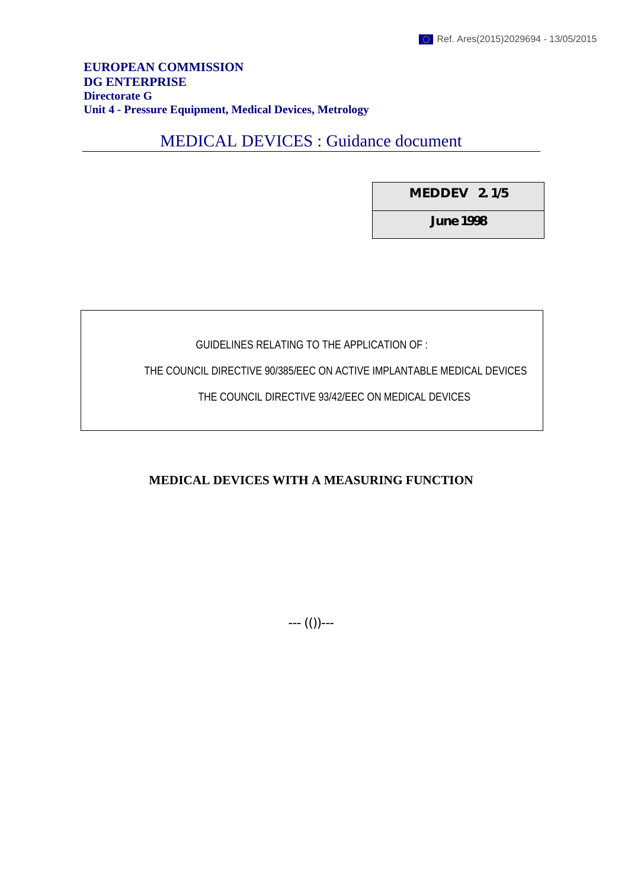Ref. Ares(2015)2029694 - 13/05/2015

**EUROPEAN COMMISSION**
**DG ENTERPRISE**
**Directorate G**
**Unit 4 - Pressure Equipment, Medical Devices, Metrology**

# MEDICAL DEVICES : Guidance document

| MEDDEV 2. 1/5 |
| --- |
| June 1998 |

GUIDELINES RELATING TO THE APPLICATION OF :

THE COUNCIL DIRECTIVE 90/385/EEC ON ACTIVE IMPLANTABLE MEDICAL DEVICES

THE COUNCIL DIRECTIVE 93/42/EEC ON MEDICAL DEVICES

## MEDICAL DEVICES WITH A MEASURING FUNCTION

--- (())---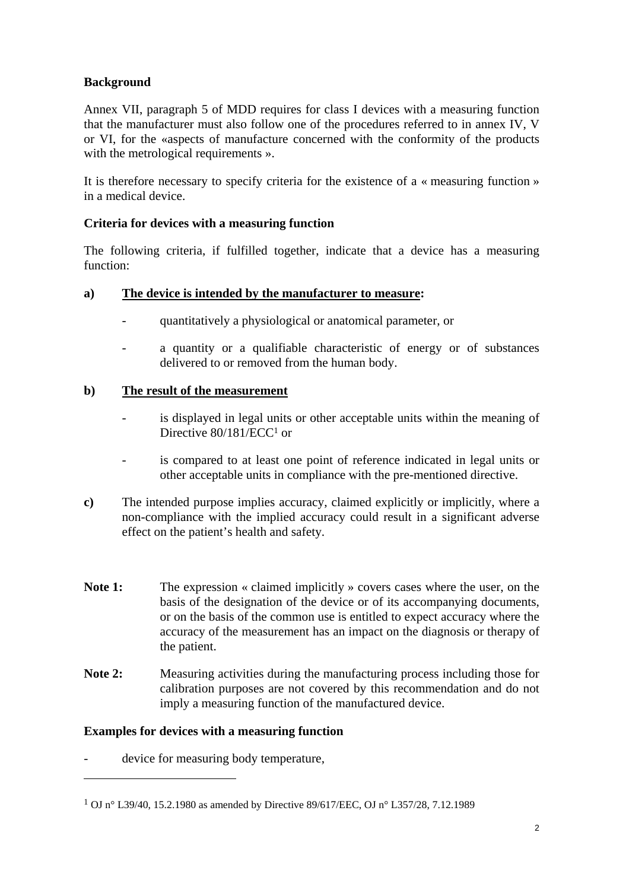**Background**

Annex VII, paragraph 5 of MDD requires for class I devices with a measuring function that the manufacturer must also follow one of the procedures referred to in annex IV, V or VI, for the «aspects of manufacture concerned with the conformity of the products with the metrological requirements ».

It is therefore necessary to specify criteria for the existence of a « measuring function » in a medical device.

**Criteria for devices with a measuring function**

The following criteria, if fulfilled together, indicate that a device has a measuring function:

**a)** **The device is intended by the manufacturer to measure:**

- quantitatively a physiological or anatomical parameter, or
- a quantity or a qualifiable characteristic of energy or of substances delivered to or removed from the human body.

**b)** **The result of the measurement**

- is displayed in legal units or other acceptable units within the meaning of Directive 80/181/ECC[1] or
- is compared to at least one point of reference indicated in legal units or other acceptable units in compliance with the pre-mentioned directive.

**c)** The intended purpose implies accuracy, claimed explicitly or implicitly, where a non-compliance with the implied accuracy could result in a significant adverse effect on the patient's health and safety.

**Note 1:** The expression « claimed implicitly » covers cases where the user, on the basis of the designation of the device or of its accompanying documents, or on the basis of the common use is entitled to expect accuracy where the accuracy of the measurement has an impact on the diagnosis or therapy of the patient.

**Note 2:** Measuring activities during the manufacturing process including those for calibration purposes are not covered by this recommendation and do not imply a measuring function of the manufactured device.

**Examples for devices with a measuring function**

- device for measuring body temperature,

---

[1] OJ n° L39/40, 15.2.1980 as amended by Directive 89/617/EEC, OJ n° L357/28, 7.12.1989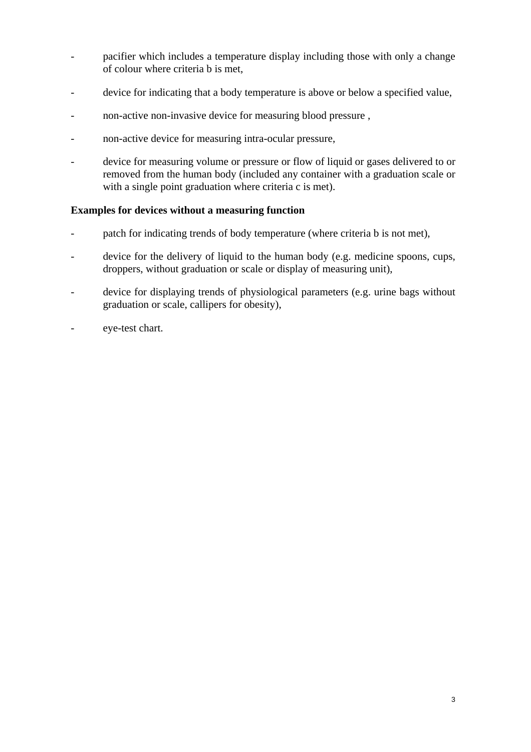- pacifier which includes a temperature display including those with only a change of colour where criteria b is met,
- device for indicating that a body temperature is above or below a specified value,
- non-active non-invasive device for measuring blood pressure ,
- non-active device for measuring intra-ocular pressure,
- device for measuring volume or pressure or flow of liquid or gases delivered to or removed from the human body (included any container with a graduation scale or with a single point graduation where criteria c is met).

**Examples for devices without a measuring function**

- patch for indicating trends of body temperature (where criteria b is not met),
- device for the delivery of liquid to the human body (e.g. medicine spoons, cups, droppers, without graduation or scale or display of measuring unit),
- device for displaying trends of physiological parameters (e.g. urine bags without graduation or scale, callipers for obesity),
- eye-test chart.